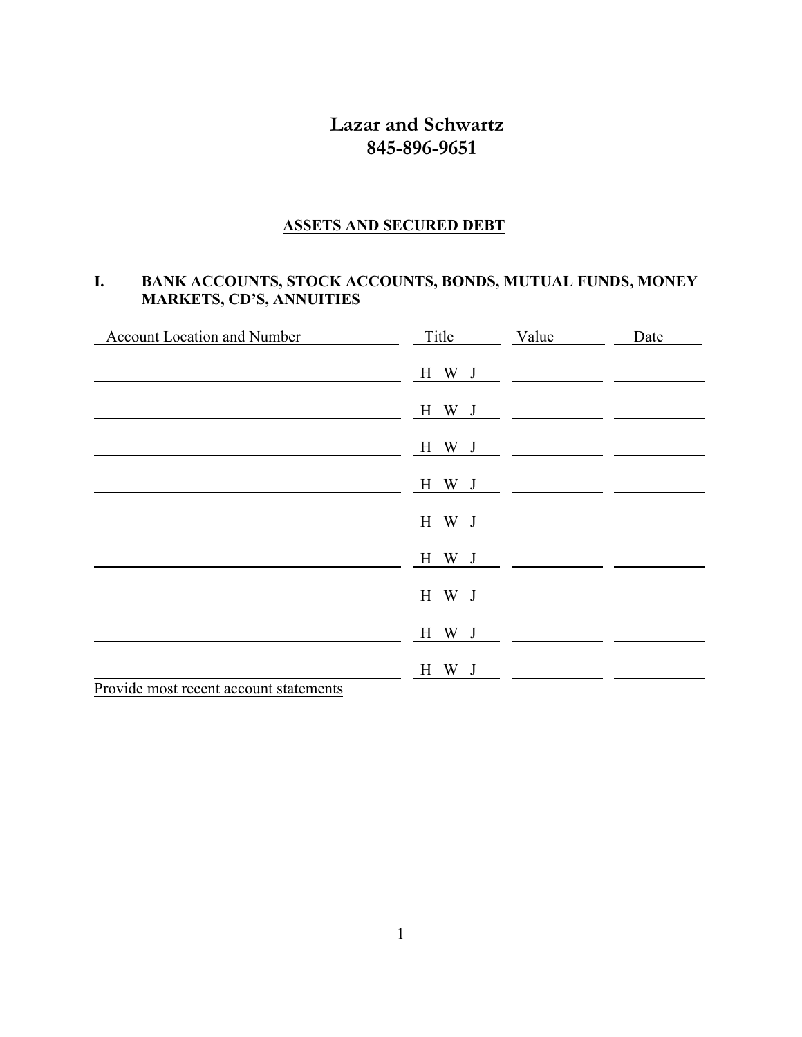# Lazar and Schwartz
## 845-896-9651

### ASSETS AND SECURED DEBT

### I. BANK ACCOUNTS, STOCK ACCOUNTS, BONDS, MUTUAL FUNDS, MONEY MARKETS, CD'S, ANNUITIES

| Account Location and Number | Title | Value | Date |
|---|---|---|---|
| | H W J | | |
| | H W J | | |
| | H W J | | |
| | H W J | | |
| | H W J | | |
| | H W J | | |
| | H W J | | |
| | H W J | | |
| | H W J | | |

Provide most recent account statements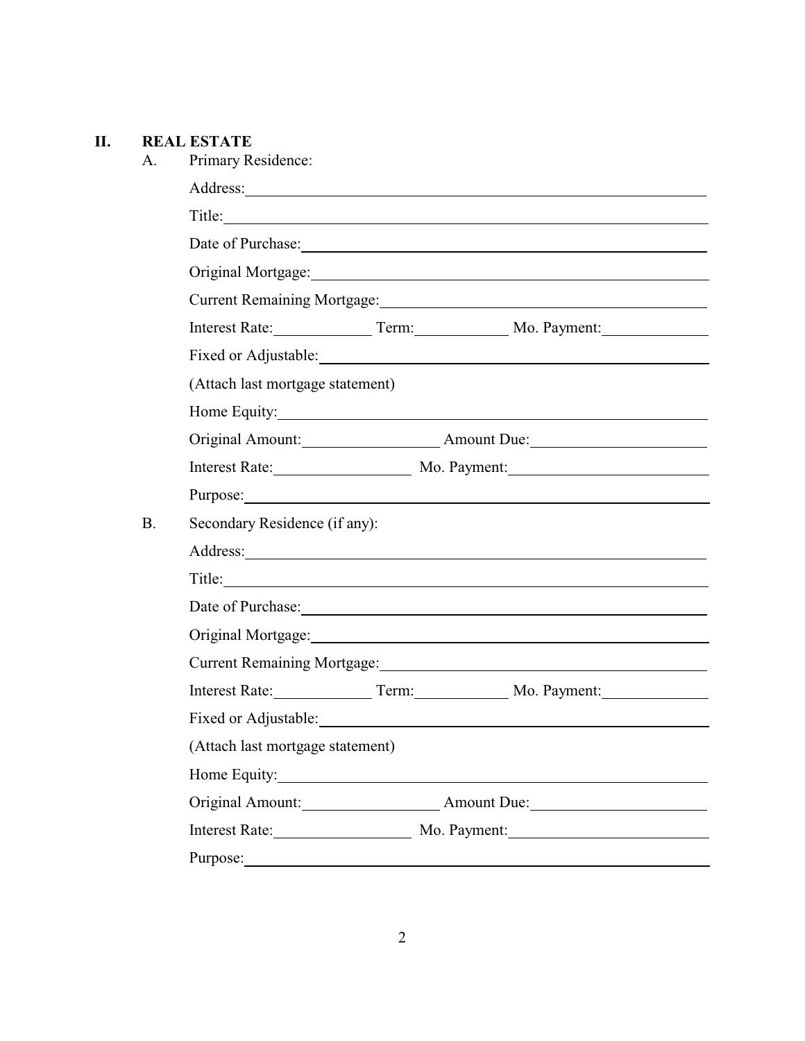## II. REAL ESTATE

A. Primary Residence:

Address: \_\_\_\_\_\_\_\_\_\_\_\_\_\_\_\_\_\_\_\_\_\_\_\_\_\_\_\_\_\_\_\_\_\_\_\_\_\_\_\_

Title: \_\_\_\_\_\_\_\_\_\_\_\_\_\_\_\_\_\_\_\_\_\_\_\_\_\_\_\_\_\_\_\_\_\_\_\_\_\_\_\_

Date of Purchase: \_\_\_\_\_\_\_\_\_\_\_\_\_\_\_\_\_\_\_\_\_\_\_\_\_\_\_\_\_\_\_\_\_\_\_\_\_\_\_\_

Original Mortgage: \_\_\_\_\_\_\_\_\_\_\_\_\_\_\_\_\_\_\_\_\_\_\_\_\_\_\_\_\_\_\_\_\_\_\_\_\_\_\_\_

Current Remaining Mortgage: \_\_\_\_\_\_\_\_\_\_\_\_\_\_\_\_\_\_\_\_\_\_\_\_\_\_\_\_\_\_\_\_\_\_\_\_\_\_\_\_

Interest Rate: \_\_\_\_\_\_\_\_\_\_ Term: \_\_\_\_\_\_\_\_\_\_ Mo. Payment: \_\_\_\_\_\_\_\_\_\_

Fixed or Adjustable: \_\_\_\_\_\_\_\_\_\_\_\_\_\_\_\_\_\_\_\_\_\_\_\_\_\_\_\_\_\_\_\_\_\_\_\_\_\_\_\_

(Attach last mortgage statement)

Home Equity: \_\_\_\_\_\_\_\_\_\_\_\_\_\_\_\_\_\_\_\_\_\_\_\_\_\_\_\_\_\_\_\_\_\_\_\_\_\_\_\_

Original Amount: \_\_\_\_\_\_\_\_\_\_\_\_\_\_\_\_ Amount Due: \_\_\_\_\_\_\_\_\_\_\_\_\_\_\_\_

Interest Rate: \_\_\_\_\_\_\_\_\_\_\_\_\_\_\_\_ Mo. Payment: \_\_\_\_\_\_\_\_\_\_\_\_\_\_\_\_

Purpose: \_\_\_\_\_\_\_\_\_\_\_\_\_\_\_\_\_\_\_\_\_\_\_\_\_\_\_\_\_\_\_\_\_\_\_\_\_\_\_\_

B. Secondary Residence (if any):

Address: \_\_\_\_\_\_\_\_\_\_\_\_\_\_\_\_\_\_\_\_\_\_\_\_\_\_\_\_\_\_\_\_\_\_\_\_\_\_\_\_

Title: \_\_\_\_\_\_\_\_\_\_\_\_\_\_\_\_\_\_\_\_\_\_\_\_\_\_\_\_\_\_\_\_\_\_\_\_\_\_\_\_

Date of Purchase: \_\_\_\_\_\_\_\_\_\_\_\_\_\_\_\_\_\_\_\_\_\_\_\_\_\_\_\_\_\_\_\_\_\_\_\_\_\_\_\_

Original Mortgage: \_\_\_\_\_\_\_\_\_\_\_\_\_\_\_\_\_\_\_\_\_\_\_\_\_\_\_\_\_\_\_\_\_\_\_\_\_\_\_\_

Current Remaining Mortgage: \_\_\_\_\_\_\_\_\_\_\_\_\_\_\_\_\_\_\_\_\_\_\_\_\_\_\_\_\_\_\_\_\_\_\_\_\_\_\_\_

Interest Rate: \_\_\_\_\_\_\_\_\_\_ Term: \_\_\_\_\_\_\_\_\_\_ Mo. Payment: \_\_\_\_\_\_\_\_\_\_

Fixed or Adjustable: \_\_\_\_\_\_\_\_\_\_\_\_\_\_\_\_\_\_\_\_\_\_\_\_\_\_\_\_\_\_\_\_\_\_\_\_\_\_\_\_

(Attach last mortgage statement)

Home Equity: \_\_\_\_\_\_\_\_\_\_\_\_\_\_\_\_\_\_\_\_\_\_\_\_\_\_\_\_\_\_\_\_\_\_\_\_\_\_\_\_

Original Amount: \_\_\_\_\_\_\_\_\_\_\_\_\_\_\_\_ Amount Due: \_\_\_\_\_\_\_\_\_\_\_\_\_\_\_\_

Interest Rate: \_\_\_\_\_\_\_\_\_\_\_\_\_\_\_\_ Mo. Payment: \_\_\_\_\_\_\_\_\_\_\_\_\_\_\_\_

Purpose: \_\_\_\_\_\_\_\_\_\_\_\_\_\_\_\_\_\_\_\_\_\_\_\_\_\_\_\_\_\_\_\_\_\_\_\_\_\_\_\_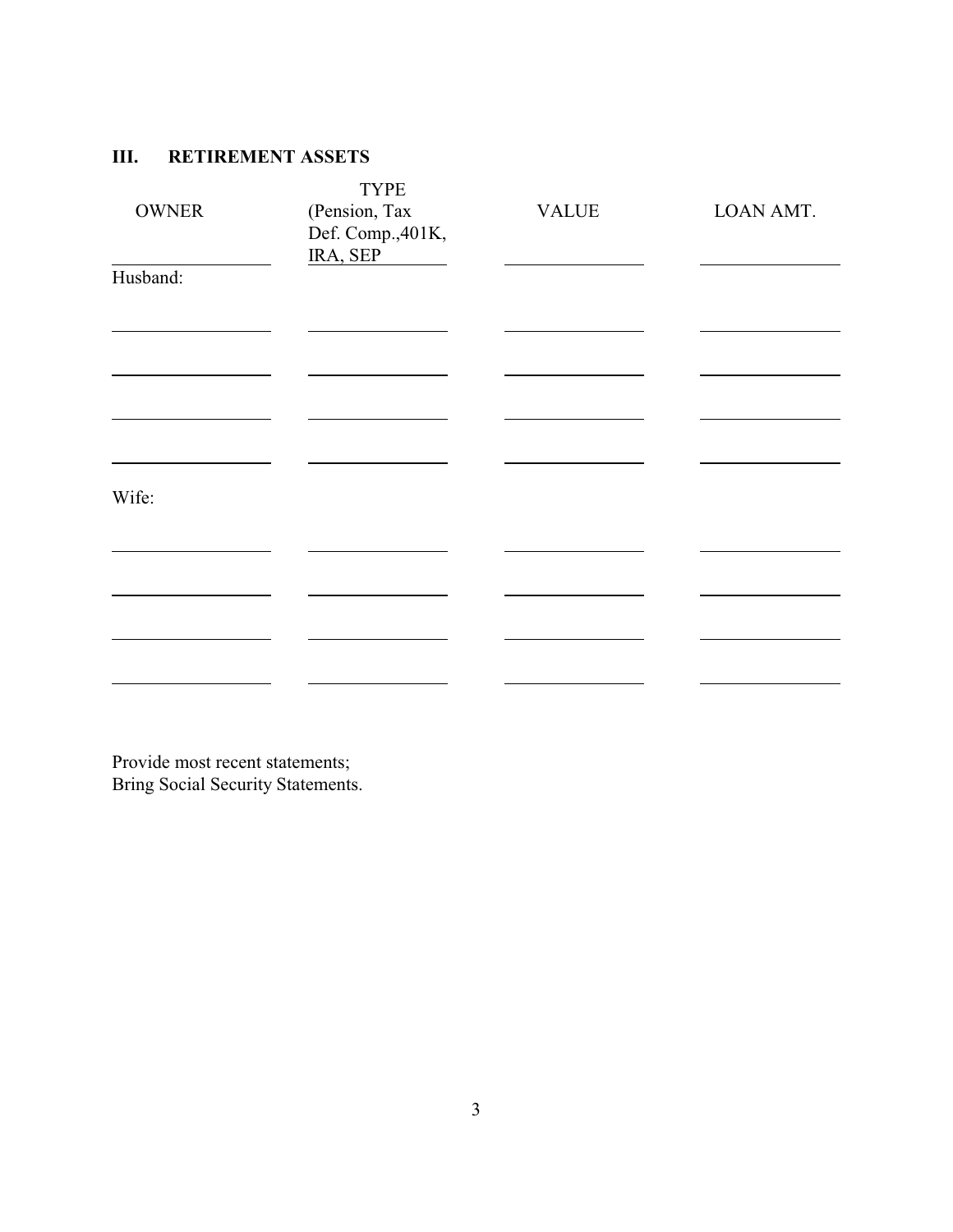## III. RETIREMENT ASSETS

| OWNER | TYPE (Pension, Tax Def. Comp.,401K, IRA, SEP | VALUE | LOAN AMT. |
|---|---|---|---|
| Husband: | | | |
| | | | |
| | | | |
| | | | |
| | | | |
| Wife: | | | |
| | | | |
| | | | |
| | | | |
| | | | |

Provide most recent statements;
Bring Social Security Statements.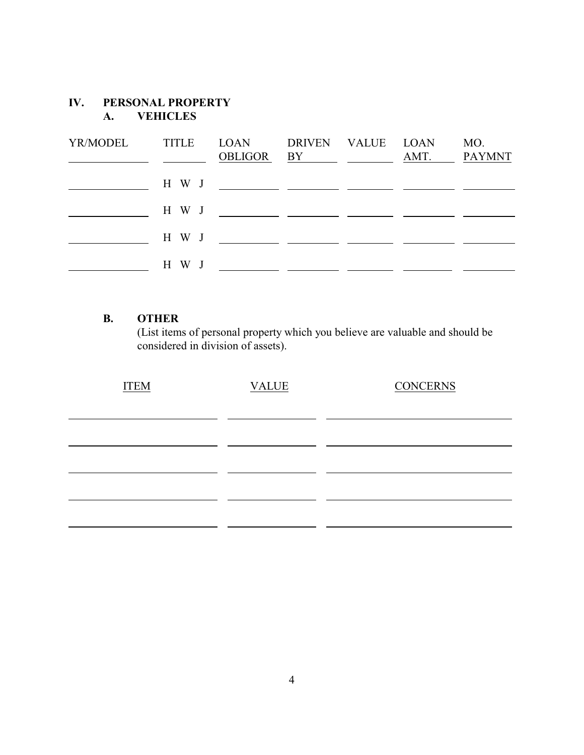# IV. PERSONAL PROPERTY

## A. VEHICLES

| YR/MODEL | TITLE | LOAN OBLIGOR | DRIVEN BY | VALUE | LOAN AMT. | MO. PAYMNT |
|---|---|---|---|---|---|---|
| | H W J | | | | | |
| | H W J | | | | | |
| | H W J | | | | | |
| | H W J | | | | | |

## B. OTHER

(List items of personal property which you believe are valuable and should be considered in division of assets).

| ITEM | VALUE | CONCERNS |
|---|---|---|
| | | |
| | | |
| | | |
| | | |
| | | |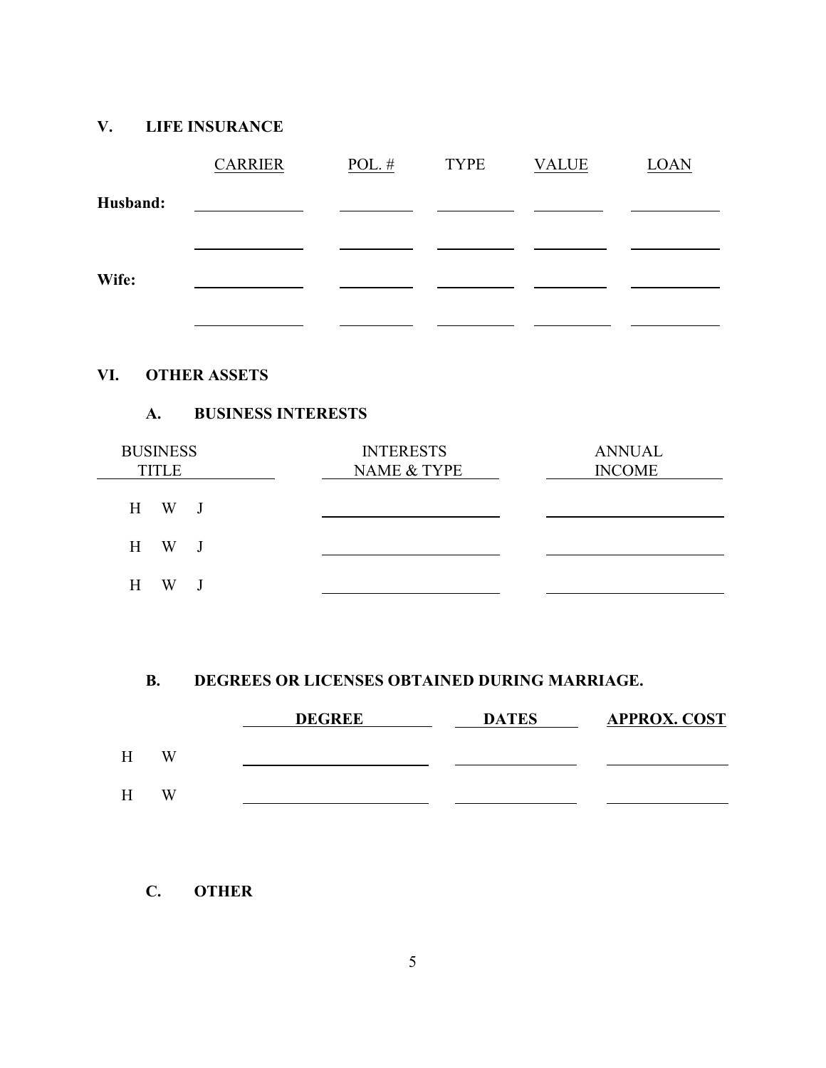## V. LIFE INSURANCE

| | CARRIER | POL. # | TYPE | VALUE | LOAN |
|---|---|---|---|---|---|
| **Husband:** | | | | | |
| | | | | | |
| **Wife:** | | | | | |
| | | | | | |

## VI. OTHER ASSETS

### A. BUSINESS INTERESTS

| BUSINESS TITLE | INTERESTS NAME & TYPE | ANNUAL INCOME |
|---|---|---|
| H W J | | |
| H W J | | |
| H W J | | |

### B. DEGREES OR LICENSES OBTAINED DURING MARRIAGE.

| | **DEGREE** | **DATES** | **APPROX. COST** |
|---|---|---|---|
| H W | | | |
| H W | | | |

### C. OTHER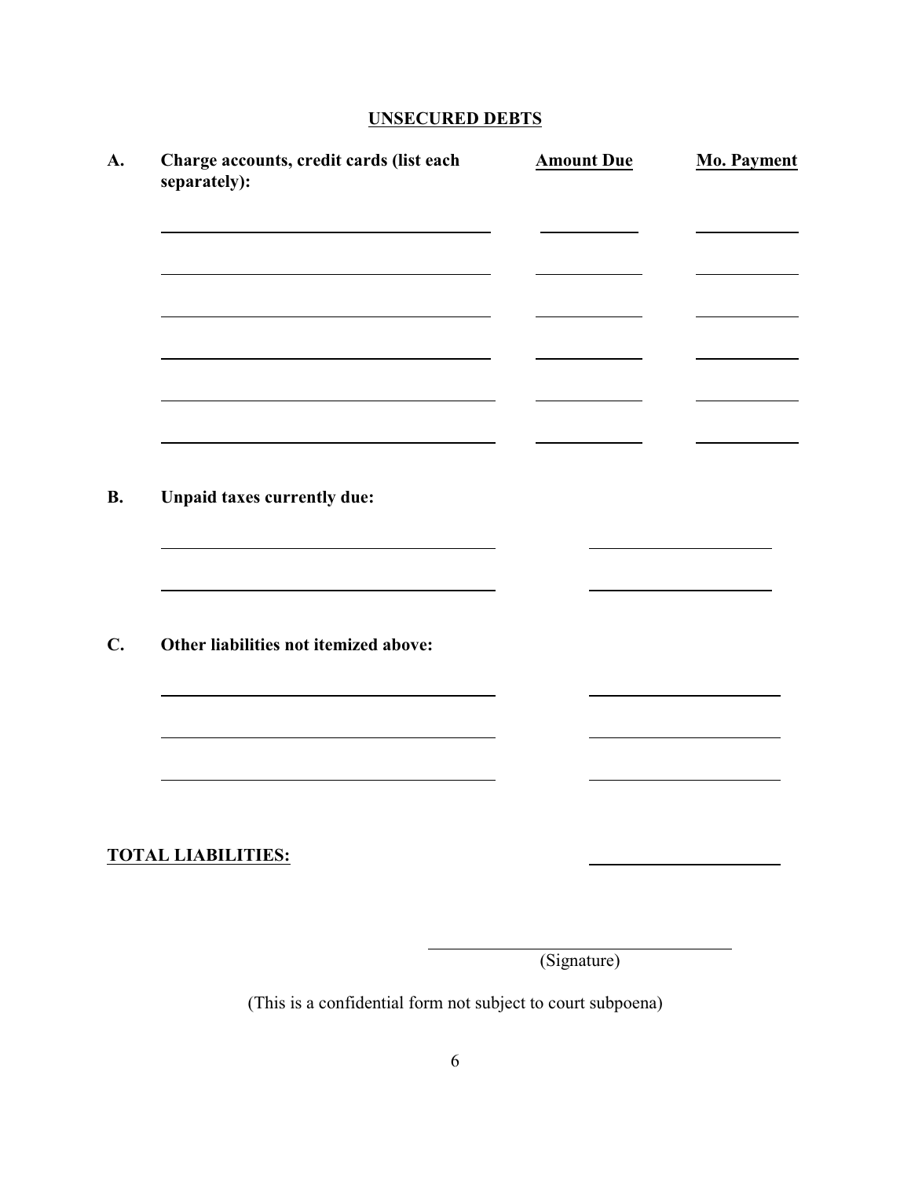## UNSECURED DEBTS

**A. Charge accounts, credit cards (list each separately):**

| | Amount Due | Mo. Payment |
|---|---|---|
| | | |
| | | |
| | | |
| | | |
| | | |
| | | |

**B. Unpaid taxes currently due:**

| | |
|---|---|
| | |
| | |

**C. Other liabilities not itemized above:**

| | |
|---|---|
| | |
| | |
| | |

**TOTAL LIABILITIES:** ____________________

____________________________________
(Signature)

(This is a confidential form not subject to court subpoena)